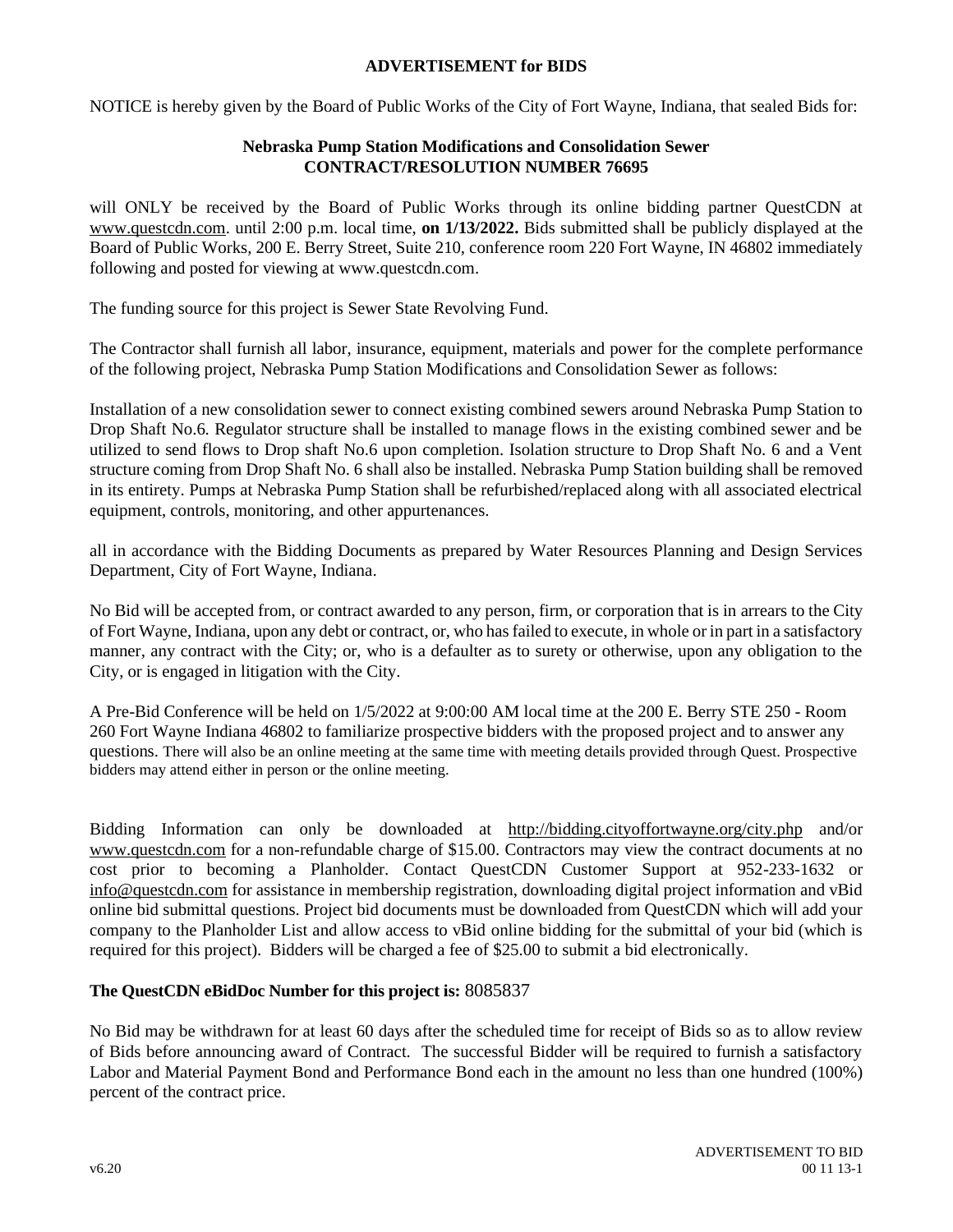# ADVERTISEMENT for BIDS

NOTICE is hereby given by the Board of Public Works of the City of Fort Wayne, Indiana, that sealed Bids for:

## Nebraska Pump Station Modifications and Consolidation Sewer
## CONTRACT/RESOLUTION NUMBER 76695

will ONLY be received by the Board of Public Works through its online bidding partner QuestCDN at www.questcdn.com. until 2:00 p.m. local time, **on 1/13/2022.** Bids submitted shall be publicly displayed at the Board of Public Works, 200 E. Berry Street, Suite 210, conference room 220 Fort Wayne, IN 46802 immediately following and posted for viewing at www.questcdn.com.

The funding source for this project is Sewer State Revolving Fund.

The Contractor shall furnish all labor, insurance, equipment, materials and power for the complete performance of the following project, Nebraska Pump Station Modifications and Consolidation Sewer as follows:

Installation of a new consolidation sewer to connect existing combined sewers around Nebraska Pump Station to Drop Shaft No.6. Regulator structure shall be installed to manage flows in the existing combined sewer and be utilized to send flows to Drop shaft No.6 upon completion. Isolation structure to Drop Shaft No. 6 and a Vent structure coming from Drop Shaft No. 6 shall also be installed. Nebraska Pump Station building shall be removed in its entirety. Pumps at Nebraska Pump Station shall be refurbished/replaced along with all associated electrical equipment, controls, monitoring, and other appurtenances.

all in accordance with the Bidding Documents as prepared by Water Resources Planning and Design Services Department, City of Fort Wayne, Indiana.

No Bid will be accepted from, or contract awarded to any person, firm, or corporation that is in arrears to the City of Fort Wayne, Indiana, upon any debt or contract, or, who has failed to execute, in whole or in part in a satisfactory manner, any contract with the City; or, who is a defaulter as to surety or otherwise, upon any obligation to the City, or is engaged in litigation with the City.

A Pre-Bid Conference will be held on 1/5/2022 at 9:00:00 AM local time at the 200 E. Berry STE 250 - Room 260 Fort Wayne Indiana 46802 to familiarize prospective bidders with the proposed project and to answer any questions. There will also be an online meeting at the same time with meeting details provided through Quest. Prospective bidders may attend either in person or the online meeting.

Bidding Information can only be downloaded at http://bidding.cityoffortwayne.org/city.php and/or www.questcdn.com for a non-refundable charge of $15.00. Contractors may view the contract documents at no cost prior to becoming a Planholder. Contact QuestCDN Customer Support at 952-233-1632 or info@questcdn.com for assistance in membership registration, downloading digital project information and vBid online bid submittal questions. Project bid documents must be downloaded from QuestCDN which will add your company to the Planholder List and allow access to vBid online bidding for the submittal of your bid (which is required for this project). Bidders will be charged a fee of $25.00 to submit a bid electronically.

**The QuestCDN eBidDoc Number for this project is:** 8085837

No Bid may be withdrawn for at least 60 days after the scheduled time for receipt of Bids so as to allow review of Bids before announcing award of Contract. The successful Bidder will be required to furnish a satisfactory Labor and Material Payment Bond and Performance Bond each in the amount no less than one hundred (100%) percent of the contract price.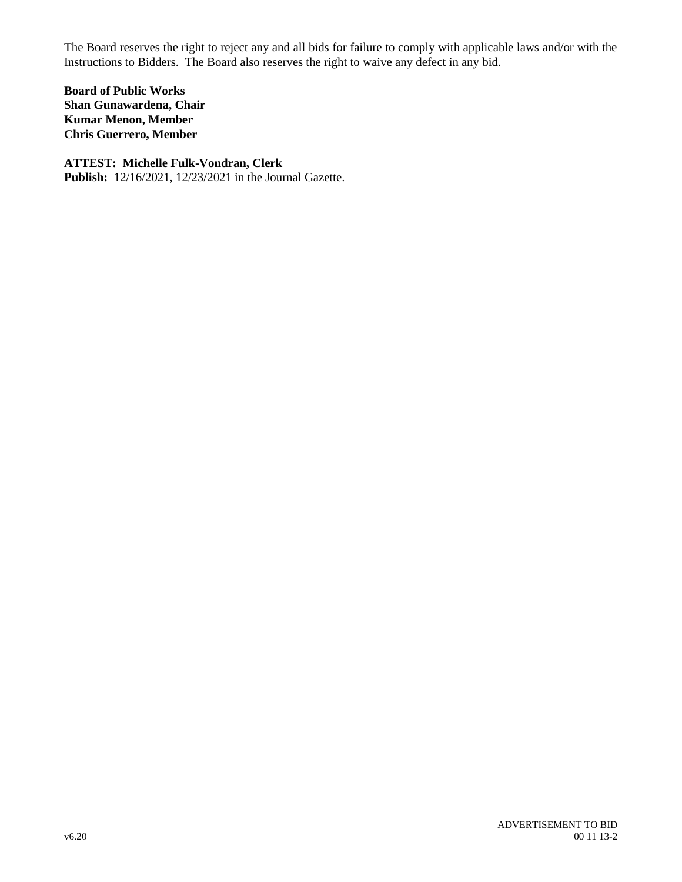The Board reserves the right to reject any and all bids for failure to comply with applicable laws and/or with the Instructions to Bidders. The Board also reserves the right to waive any defect in any bid.

**Board of Public Works**
**Shan Gunawardena, Chair**
**Kumar Menon, Member**
**Chris Guerrero, Member**

**ATTEST: Michelle Fulk-Vondran, Clerk**
**Publish:** 12/16/2021, 12/23/2021 in the Journal Gazette.